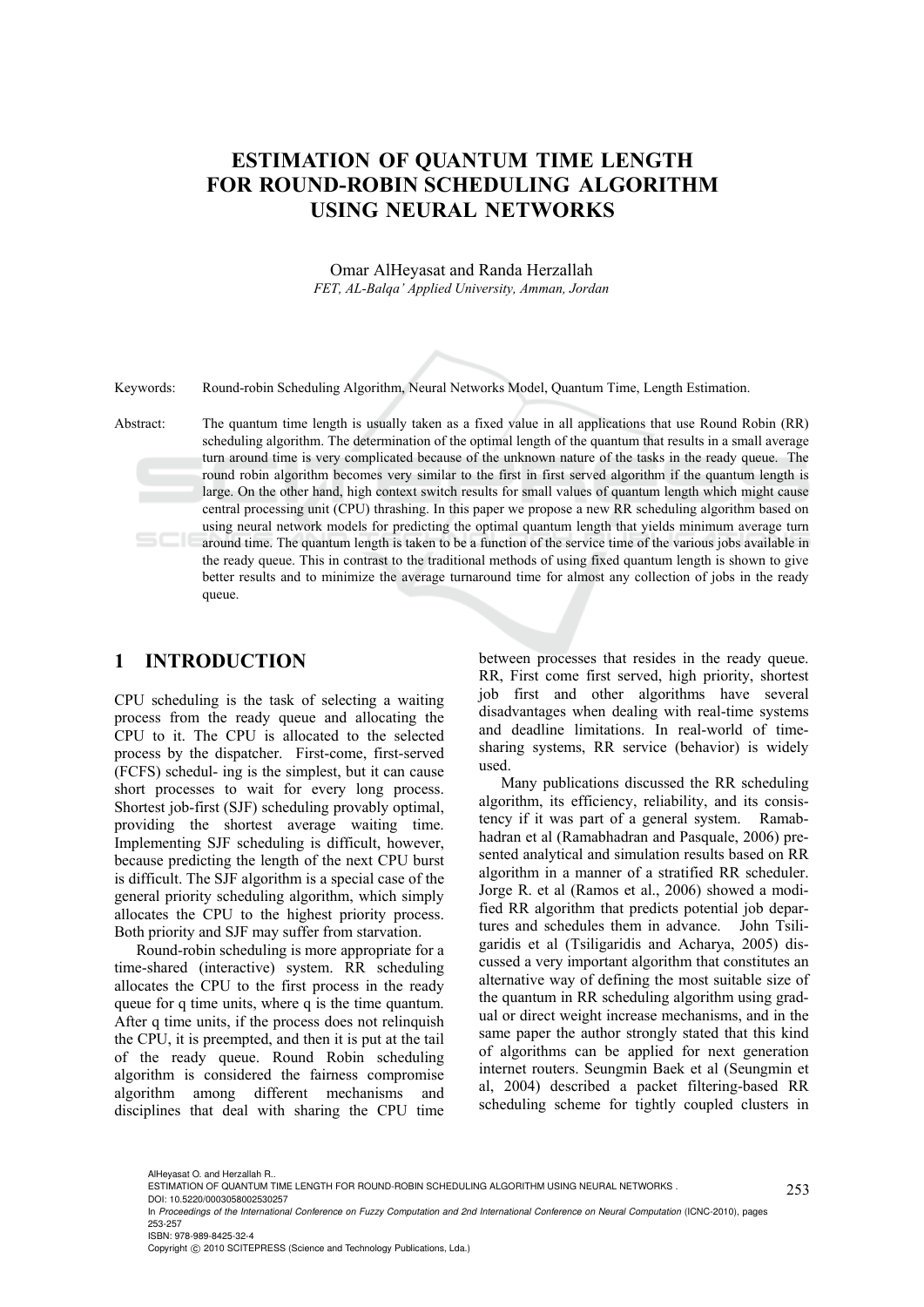# ESTIMATION OF QUANTUM TIME LENGTH FOR ROUND-ROBIN SCHEDULING ALGORITHM USING NEURAL NETWORKS

Omar AlHeyasat and Randa Herzallah

*FET, AL-Balqa' Applied University, Amman, Jordan*

Keywords: Round-robin Scheduling Algorithm, Neural Networks Model, Quantum Time, Length Estimation.

Abstract: The quantum time length is usually taken as a fixed value in all applications that use Round Robin (RR) scheduling algorithm. The determination of the optimal length of the quantum that results in a small average turn around time is very complicated because of the unknown nature of the tasks in the ready queue. The round robin algorithm becomes very similar to the first in first served algorithm if the quantum length is large. On the other hand, high context switch results for small values of quantum length which might cause central processing unit (CPU) thrashing. In this paper we propose a new RR scheduling algorithm based on using neural network models for predicting the optimal quantum length that yields minimum average turn around time. The quantum length is taken to be a function of the service time of the various jobs available in the ready queue. This in contrast to the traditional methods of using fixed quantum length is shown to give better results and to minimize the average turnaround time for almost any collection of jobs in the ready queue.

## 1 INTRODUCTION

CPU scheduling is the task of selecting a waiting process from the ready queue and allocating the CPU to it. The CPU is allocated to the selected process by the dispatcher. First-come, first-served (FCFS) schedul- ing is the simplest, but it can cause short processes to wait for every long process. Shortest job-first (SJF) scheduling provably optimal, providing the shortest average waiting time. Implementing SJF scheduling is difficult, however, because predicting the length of the next CPU burst is difficult. The SJF algorithm is a special case of the general priority scheduling algorithm, which simply allocates the CPU to the highest priority process. Both priority and SJF may suffer from starvation.

Round-robin scheduling is more appropriate for a time-shared (interactive) system. RR scheduling allocates the CPU to the first process in the ready queue for q time units, where q is the time quantum. After q time units, if the process does not relinquish the CPU, it is preempted, and then it is put at the tail of the ready queue. Round Robin scheduling algorithm is considered the fairness compromise algorithm among different mechanisms and disciplines that deal with sharing the CPU time between processes that resides in the ready queue. RR, First come first served, high priority, shortest job first and other algorithms have several disadvantages when dealing with real-time systems and deadline limitations. In real-world of time-sharing systems, RR service (behavior) is widely used.

Many publications discussed the RR scheduling algorithm, its efficiency, reliability, and its consistency if it was part of a general system. Ramabhadran et al (Ramabhadran and Pasquale, 2006) presented analytical and simulation results based on RR algorithm in a manner of a stratified RR scheduler. Jorge R. et al (Ramos et al., 2006) showed a modified RR algorithm that predicts potential job departures and schedules them in advance. John Tsiligaridis et al (Tsiligaridis and Acharya, 2005) discussed a very important algorithm that constitutes an alternative way of defining the most suitable size of the quantum in RR scheduling algorithm using gradual or direct weight increase mechanisms, and in the same paper the author strongly stated that this kind of algorithms can be applied for next generation internet routers. Seungmin Baek et al (Seungmin et al, 2004) described a packet filtering-based RR scheduling scheme for tightly coupled clusters in

AlHeyasat O. and Herzallah R..
ESTIMATION OF QUANTUM TIME LENGTH FOR ROUND-ROBIN SCHEDULING ALGORITHM USING NEURAL NETWORKS .
DOI: 10.5220/0003058002530257
In *Proceedings of the International Conference on Fuzzy Computation and 2nd International Conference on Neural Computation* (ICNC-2010), pages 253-257
ISBN: 978-989-8425-32-4
Copyright © 2010 SCITEPRESS (Science and Technology Publications, Lda.)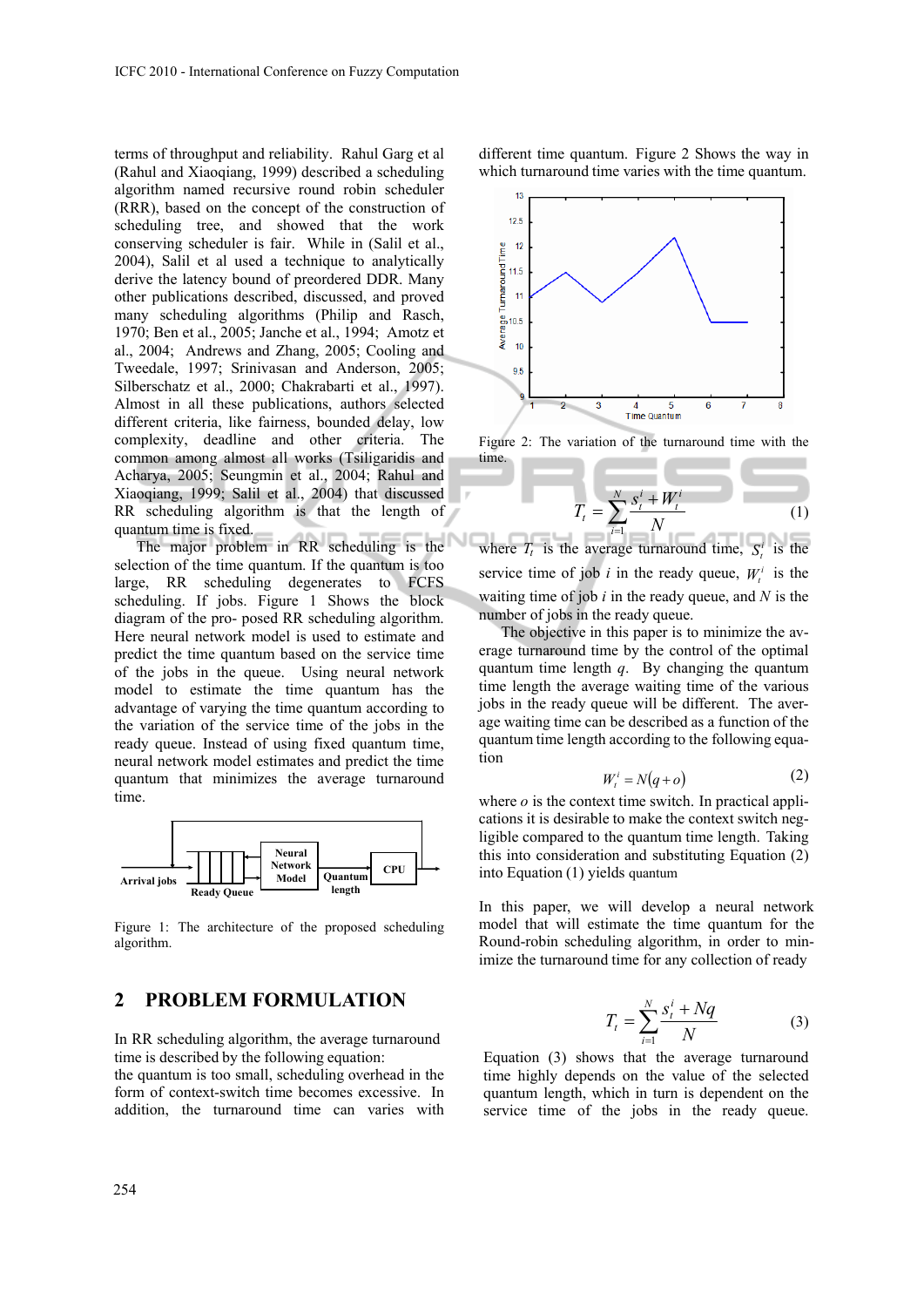terms of throughput and reliability. Rahul Garg et al (Rahul and Xiaoqiang, 1999) described a scheduling algorithm named recursive round robin scheduler (RRR), based on the concept of the construction of scheduling tree, and showed that the work conserving scheduler is fair. While in (Salil et al., 2004), Salil et al used a technique to analytically derive the latency bound of preordered DDR. Many other publications described, discussed, and proved many scheduling algorithms (Philip and Rasch, 1970; Ben et al., 2005; Janche et al., 1994; Amotz et al., 2004; Andrews and Zhang, 2005; Cooling and Tweedale, 1997; Srinivasan and Anderson, 2005; Silberschatz et al., 2000; Chakrabarti et al., 1997). Almost in all these publications, authors selected different criteria, like fairness, bounded delay, low complexity, deadline and other criteria. The common among almost all works (Tsiligaridis and Acharya, 2005; Seungmin et al., 2004; Rahul and Xiaoqiang, 1999; Salil et al., 2004) that discussed RR scheduling algorithm is that the length of quantum time is fixed.

The major problem in RR scheduling is the selection of the time quantum. If the quantum is too large, RR scheduling degenerates to FCFS scheduling. If jobs. Figure 1 Shows the block diagram of the pro- posed RR scheduling algorithm. Here neural network model is used to estimate and predict the time quantum based on the service time of the jobs in the queue. Using neural network model to estimate the time quantum has the advantage of varying the time quantum according to the variation of the service time of the jobs in the ready queue. Instead of using fixed quantum time, neural network model estimates and predict the time quantum that minimizes the average turnaround time.

Figure 1: The architecture of the proposed scheduling algorithm.

## 2 PROBLEM FORMULATION

In RR scheduling algorithm, the average turnaround time is described by the following equation:
the quantum is too small, scheduling overhead in the form of context-switch time becomes excessive. In addition, the turnaround time can varies with different time quantum. Figure 2 Shows the way in which turnaround time varies with the time quantum.

Figure 2: The variation of the turnaround time with the time.

$$T_t = \sum_{i=1}^{N} \frac{s_t^i + W_t^i}{N} \tag{1}$$

where $T_t$ is the average turnaround time, $S_t^i$ is the service time of job $i$ in the ready queue, $W_t^i$ is the waiting time of job $i$ in the ready queue, and $N$ is the number of jobs in the ready queue.

The objective in this paper is to minimize the average turnaround time by the control of the optimal quantum time length $q$. By changing the quantum time length the average waiting time of the various jobs in the ready queue will be different. The average waiting time can be described as a function of the quantum time length according to the following equation

$$W_t^i = N(q + o) \tag{2}$$

where $o$ is the context time switch. In practical applications it is desirable to make the context switch negligible compared to the quantum time length. Taking this into consideration and substituting Equation (2) into Equation (1) yields quantum

In this paper, we will develop a neural network model that will estimate the time quantum for the Round-robin scheduling algorithm, in order to minimize the turnaround time for any collection of ready

$$T_t = \sum_{i=1}^{N} \frac{s_t^i + Nq}{N} \tag{3}$$

Equation (3) shows that the average turnaround time highly depends on the value of the selected quantum length, which in turn is dependent on the service time of the jobs in the ready queue.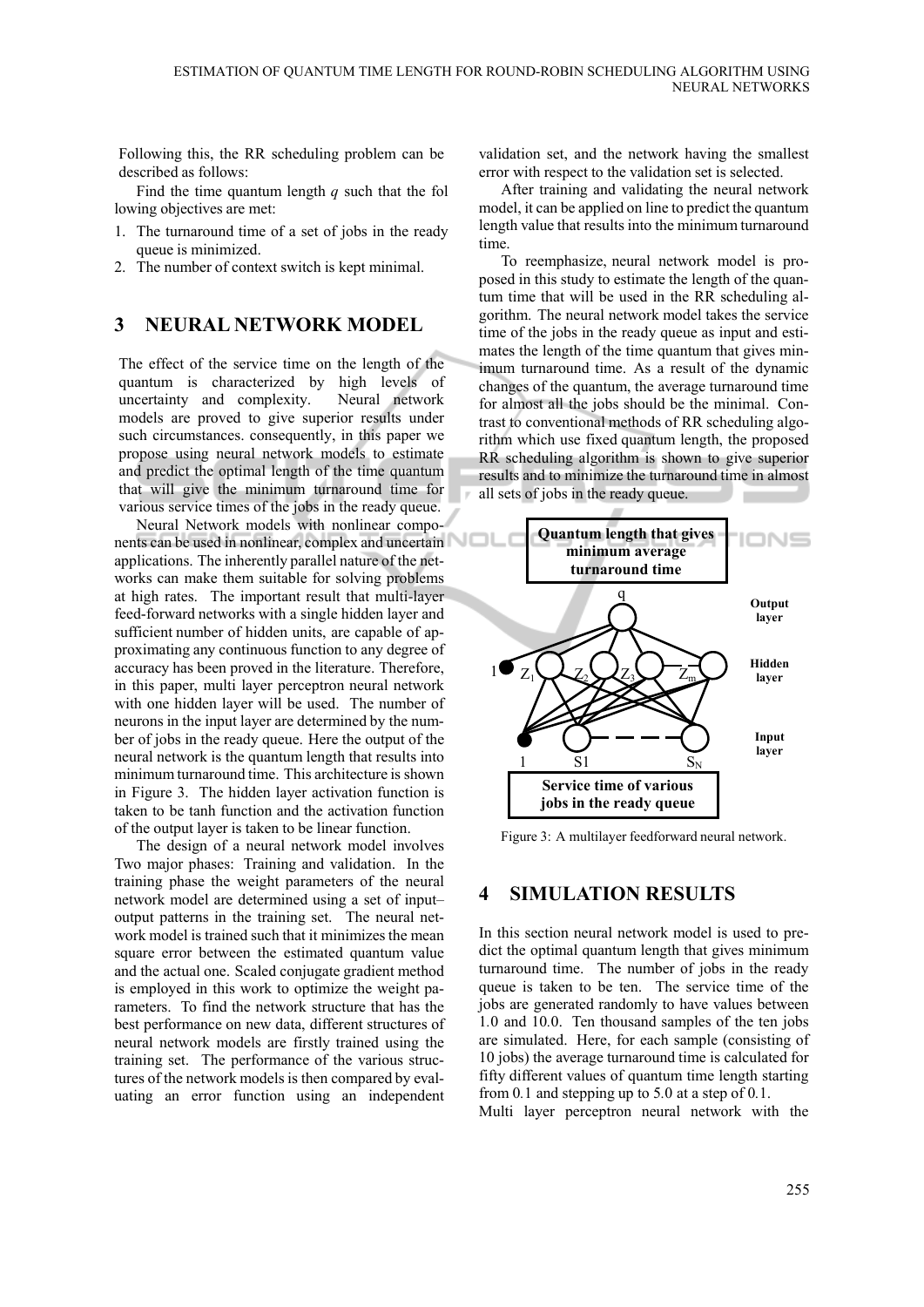Following this, the RR scheduling problem can be described as follows:

Find the time quantum length $q$ such that the fol lowing objectives are met:

1. The turnaround time of a set of jobs in the ready queue is minimized.
2. The number of context switch is kept minimal.

## 3 NEURAL NETWORK MODEL

The effect of the service time on the length of the quantum is characterized by high levels of uncertainty and complexity. Neural network models are proved to give superior results under such circumstances. consequently, in this paper we propose using neural network models to estimate and predict the optimal length of the time quantum that will give the minimum turnaround time for various service times of the jobs in the ready queue.

Neural Network models with nonlinear components can be used in nonlinear, complex and uncertain applications. The inherently parallel nature of the networks can make them suitable for solving problems at high rates. The important result that multi-layer feed-forward networks with a single hidden layer and sufficient number of hidden units, are capable of approximating any continuous function to any degree of accuracy has been proved in the literature. Therefore, in this paper, multi layer perceptron neural network with one hidden layer will be used. The number of neurons in the input layer are determined by the number of jobs in the ready queue. Here the output of the neural network is the quantum length that results into minimum turnaround time. This architecture is shown in Figure 3. The hidden layer activation function is taken to be tanh function and the activation function of the output layer is taken to be linear function.

The design of a neural network model involves Two major phases: Training and validation. In the training phase the weight parameters of the neural network model are determined using a set of input–output patterns in the training set. The neural network model is trained such that it minimizes the mean square error between the estimated quantum value and the actual one. Scaled conjugate gradient method is employed in this work to optimize the weight parameters. To find the network structure that has the best performance on new data, different structures of neural network models are firstly trained using the training set. The performance of the various structures of the network models is then compared by evaluating an error function using an independent validation set, and the network having the smallest error with respect to the validation set is selected.

After training and validating the neural network model, it can be applied on line to predict the quantum length value that results into the minimum turnaround time.

To reemphasize, neural network model is proposed in this study to estimate the length of the quantum time that will be used in the RR scheduling algorithm. The neural network model takes the service time of the jobs in the ready queue as input and estimates the length of the time quantum that gives minimum turnaround time. As a result of the dynamic changes of the quantum, the average turnaround time for almost all the jobs should be the minimal. Contrast to conventional methods of RR scheduling algorithm which use fixed quantum length, the proposed RR scheduling algorithm is shown to give superior results and to minimize the turnaround time in almost all sets of jobs in the ready queue.

Figure 3: A multilayer feedforward neural network.

## 4 SIMULATION RESULTS

In this section neural network model is used to predict the optimal quantum length that gives minimum turnaround time. The number of jobs in the ready queue is taken to be ten. The service time of the jobs are generated randomly to have values between 1.0 and 10.0. Ten thousand samples of the ten jobs are simulated. Here, for each sample (consisting of 10 jobs) the average turnaround time is calculated for fifty different values of quantum time length starting from 0.1 and stepping up to 5.0 at a step of 0.1.

Multi layer perceptron neural network with the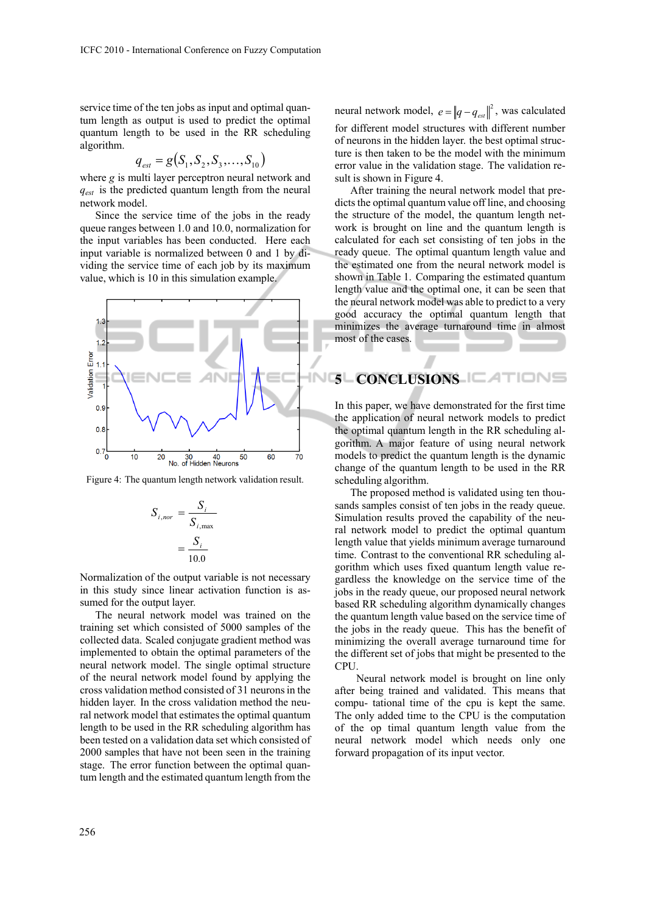service time of the ten jobs as input and optimal quantum length as output is used to predict the optimal quantum length to be used in the RR scheduling algorithm.

$$q_{est} = g(S_1, S_2, S_3, \ldots, S_{10})$$

where $g$ is multi layer perceptron neural network and $q_{est}$ is the predicted quantum length from the neural network model.

Since the service time of the jobs in the ready queue ranges between 1.0 and 10.0, normalization for the input variables has been conducted. Here each input variable is normalized between 0 and 1 by dividing the service time of each job by its maximum value, which is 10 in this simulation example.

Figure 4: The quantum length network validation result.

$$S_{i,nor} = \frac{S_i}{S_{i,\max}} = \frac{S_i}{10.0}$$

Normalization of the output variable is not necessary in this study since linear activation function is assumed for the output layer.

The neural network model was trained on the training set which consisted of 5000 samples of the collected data. Scaled conjugate gradient method was implemented to obtain the optimal parameters of the neural network model. The single optimal structure of the neural network model found by applying the cross validation method consisted of 31 neurons in the hidden layer. In the cross validation method the neural network model that estimates the optimal quantum length to be used in the RR scheduling algorithm has been tested on a validation data set which consisted of 2000 samples that have not been seen in the training stage. The error function between the optimal quantum length and the estimated quantum length from the neural network model, $e = \|q - q_{est}\|^2$, was calculated for different model structures with different number of neurons in the hidden layer. the best optimal structure is then taken to be the model with the minimum error value in the validation stage. The validation result is shown in Figure 4.

After training the neural network model that predicts the optimal quantum value off line, and choosing the structure of the model, the quantum length network is brought on line and the quantum length is calculated for each set consisting of ten jobs in the ready queue. The optimal quantum length value and the estimated one from the neural network model is shown in Table 1. Comparing the estimated quantum length value and the optimal one, it can be seen that the neural network model was able to predict to a very good accuracy the optimal quantum length that minimizes the average turnaround time in almost most of the cases.

## 5 CONCLUSIONS

In this paper, we have demonstrated for the first time the application of neural network models to predict the optimal quantum length in the RR scheduling algorithm. A major feature of using neural network models to predict the quantum length is the dynamic change of the quantum length to be used in the RR scheduling algorithm.

The proposed method is validated using ten thousands samples consist of ten jobs in the ready queue. Simulation results proved the capability of the neural network model to predict the optimal quantum length value that yields minimum average turnaround time. Contrast to the conventional RR scheduling algorithm which uses fixed quantum length value regardless the knowledge on the service time of the jobs in the ready queue, our proposed neural network based RR scheduling algorithm dynamically changes the quantum length value based on the service time of the jobs in the ready queue. This has the benefit of minimizing the overall average turnaround time for the different set of jobs that might be presented to the CPU.

Neural network model is brought on line only after being trained and validated. This means that compu- tational time of the cpu is kept the same. The only added time to the CPU is the computation of the op timal quantum length value from the neural network model which needs only one forward propagation of its input vector.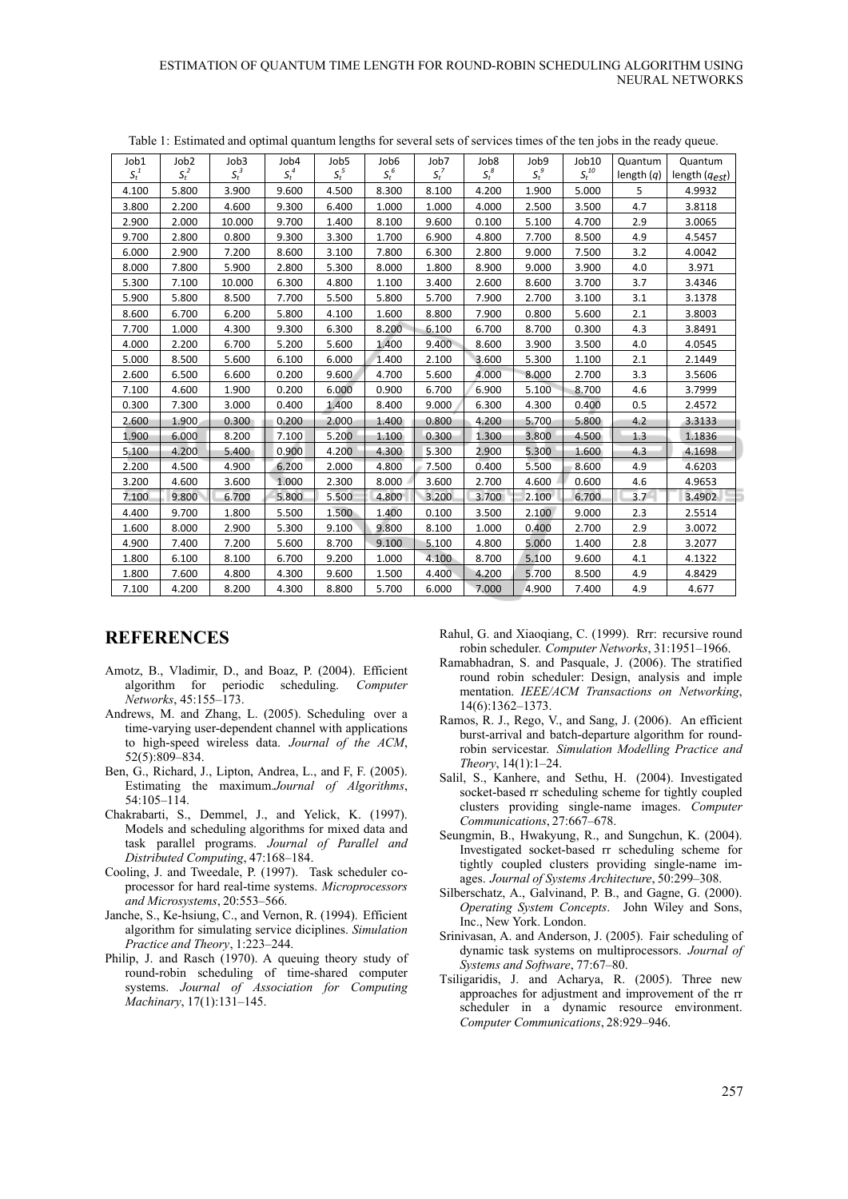Table 1: Estimated and optimal quantum lengths for several sets of services times of the ten jobs in the ready queue.

| Job1 $S_t^1$ | Job2 $S_t^2$ | Job3 $S_t^3$ | Job4 $S_t^4$ | Job5 $S_t^5$ | Job6 $S_t^6$ | Job7 $S_t^7$ | Job8 $S_t^8$ | Job9 $S_t^9$ | Job10 $S_t^{10}$ | Quantum length ($q$) | Quantum length ($q_{est}$) |
|---|---|---|---|---|---|---|---|---|---|---|---|
| 4.100 | 5.800 | 3.900 | 9.600 | 4.500 | 8.300 | 8.100 | 4.200 | 1.900 | 5.000 | 5 | 4.9932 |
| 3.800 | 2.200 | 4.600 | 9.300 | 6.400 | 1.000 | 1.000 | 4.000 | 2.500 | 3.500 | 4.7 | 3.8118 |
| 2.900 | 2.000 | 10.000 | 9.700 | 1.400 | 8.100 | 9.600 | 0.100 | 5.100 | 4.700 | 2.9 | 3.0065 |
| 9.700 | 2.800 | 0.800 | 9.300 | 3.300 | 1.700 | 6.900 | 4.800 | 7.700 | 8.500 | 4.9 | 4.5457 |
| 6.000 | 2.900 | 7.200 | 8.600 | 3.100 | 7.800 | 6.300 | 2.800 | 9.000 | 7.500 | 3.2 | 4.0042 |
| 8.000 | 7.800 | 5.900 | 2.800 | 5.300 | 8.000 | 1.800 | 8.900 | 9.000 | 3.900 | 4.0 | 3.971 |
| 5.300 | 7.100 | 10.000 | 6.300 | 4.800 | 1.100 | 3.400 | 2.600 | 8.600 | 3.700 | 3.7 | 3.4346 |
| 5.900 | 5.800 | 8.500 | 7.700 | 5.500 | 5.800 | 5.700 | 7.900 | 2.700 | 3.100 | 3.1 | 3.1378 |
| 8.600 | 6.700 | 6.200 | 5.800 | 4.100 | 1.600 | 8.800 | 7.900 | 0.800 | 5.600 | 2.1 | 3.8003 |
| 7.700 | 1.000 | 4.300 | 9.300 | 6.300 | 8.200 | 6.100 | 6.700 | 8.700 | 0.300 | 4.3 | 3.8491 |
| 4.000 | 2.200 | 6.700 | 5.200 | 5.600 | 1.400 | 9.400 | 8.600 | 3.900 | 3.500 | 4.0 | 4.0545 |
| 5.000 | 8.500 | 5.600 | 6.100 | 6.000 | 1.400 | 2.100 | 3.600 | 5.300 | 1.100 | 2.1 | 2.1449 |
| 2.600 | 6.500 | 6.600 | 0.200 | 9.600 | 4.700 | 5.600 | 4.000 | 8.000 | 2.700 | 3.3 | 3.5606 |
| 7.100 | 4.600 | 1.900 | 0.200 | 6.000 | 0.900 | 6.700 | 6.900 | 5.100 | 8.700 | 4.6 | 3.7999 |
| 0.300 | 7.300 | 3.000 | 0.400 | 1.400 | 8.400 | 9.000 | 6.300 | 4.300 | 0.400 | 0.5 | 2.4572 |
| 2.600 | 1.900 | 0.300 | 0.200 | 2.000 | 1.400 | 0.800 | 4.200 | 5.700 | 5.800 | 4.2 | 3.3133 |
| 1.900 | 6.000 | 8.200 | 7.100 | 5.200 | 1.100 | 0.300 | 1.300 | 3.800 | 4.500 | 1.3 | 1.1836 |
| 5.100 | 4.200 | 5.400 | 0.900 | 4.200 | 4.300 | 5.300 | 2.900 | 5.300 | 1.600 | 4.3 | 4.1698 |
| 2.200 | 4.500 | 4.900 | 6.200 | 2.000 | 4.800 | 7.500 | 0.400 | 5.500 | 8.600 | 4.9 | 4.6203 |
| 3.200 | 4.600 | 3.600 | 1.000 | 2.300 | 8.000 | 3.600 | 2.700 | 4.600 | 0.600 | 4.6 | 4.9653 |
| 7.100 | 9.800 | 6.700 | 5.800 | 5.500 | 4.800 | 3.200 | 3.700 | 2.100 | 6.700 | 3.7 | 3.4902 |
| 4.400 | 9.700 | 1.800 | 5.500 | 1.500 | 1.400 | 0.100 | 3.500 | 2.100 | 9.000 | 2.3 | 2.5514 |
| 1.600 | 8.000 | 2.900 | 5.300 | 9.100 | 9.800 | 8.100 | 1.000 | 0.400 | 2.700 | 2.9 | 3.0072 |
| 4.900 | 7.400 | 7.200 | 5.600 | 8.700 | 9.100 | 5.100 | 4.800 | 5.000 | 1.400 | 2.8 | 3.2077 |
| 1.800 | 6.100 | 8.100 | 6.700 | 9.200 | 1.000 | 4.100 | 8.700 | 5.100 | 9.600 | 4.1 | 4.1322 |
| 1.800 | 7.600 | 4.800 | 4.300 | 9.600 | 1.500 | 4.400 | 4.200 | 5.700 | 8.500 | 4.9 | 4.8429 |
| 7.100 | 4.200 | 8.200 | 4.300 | 8.800 | 5.700 | 6.000 | 7.000 | 4.900 | 7.400 | 4.9 | 4.677 |

## REFERENCES

Amotz, B., Vladimir, D., and Boaz, P. (2004). Efficient algorithm for periodic scheduling. *Computer Networks*, 45:155–173.

Andrews, M. and Zhang, L. (2005). Scheduling over a time-varying user-dependent channel with applications to high-speed wireless data. *Journal of the ACM*, 52(5):809–834.

Ben, G., Richard, J., Lipton, Andrea, L., and F, F. (2005). Estimating the maximum.*Journal of Algorithms*, 54:105–114.

Chakrabarti, S., Demmel, J., and Yelick, K. (1997). Models and scheduling algorithms for mixed data and task parallel programs. *Journal of Parallel and Distributed Computing*, 47:168–184.

Cooling, J. and Tweedale, P. (1997). Task scheduler co-processor for hard real-time systems. *Microprocessors and Microsystems*, 20:553–566.

Janche, S., Ke-hsiung, C., and Vernon, R. (1994). Efficient algorithm for simulating service diciplines. *Simulation Practice and Theory*, 1:223–244.

Philip, J. and Rasch (1970). A queuing theory study of round-robin scheduling of time-shared computer systems. *Journal of Association for Computing Machinary*, 17(1):131–145.

Rahul, G. and Xiaoqiang, C. (1999). Rrr: recursive round robin scheduler. *Computer Networks*, 31:1951–1966.

Ramabhadran, S. and Pasquale, J. (2006). The stratified round robin scheduler: Design, analysis and imple mentation. *IEEE/ACM Transactions on Networking*, 14(6):1362–1373.

Ramos, R. J., Rego, V., and Sang, J. (2006). An efficient burst-arrival and batch-departure algorithm for round-robin servicestar. *Simulation Modelling Practice and Theory*, 14(1):1–24.

Salil, S., Kanhere, and Sethu, H. (2004). Investigated socket-based rr scheduling scheme for tightly coupled clusters providing single-name images. *Computer Communications*, 27:667–678.

Seungmin, B., Hwakyung, R., and Sungchun, K. (2004). Investigated socket-based rr scheduling scheme for tightly coupled clusters providing single-name images. *Journal of Systems Architecture*, 50:299–308.

Silberschatz, A., Galvinand, P. B., and Gagne, G. (2000). *Operating System Concepts*. John Wiley and Sons, Inc., New York. London.

Srinivasan, A. and Anderson, J. (2005). Fair scheduling of dynamic task systems on multiprocessors. *Journal of Systems and Software*, 77:67–80.

Tsiligaridis, J. and Acharya, R. (2005). Three new approaches for adjustment and improvement of the rr scheduler in a dynamic resource environment. *Computer Communications*, 28:929–946.